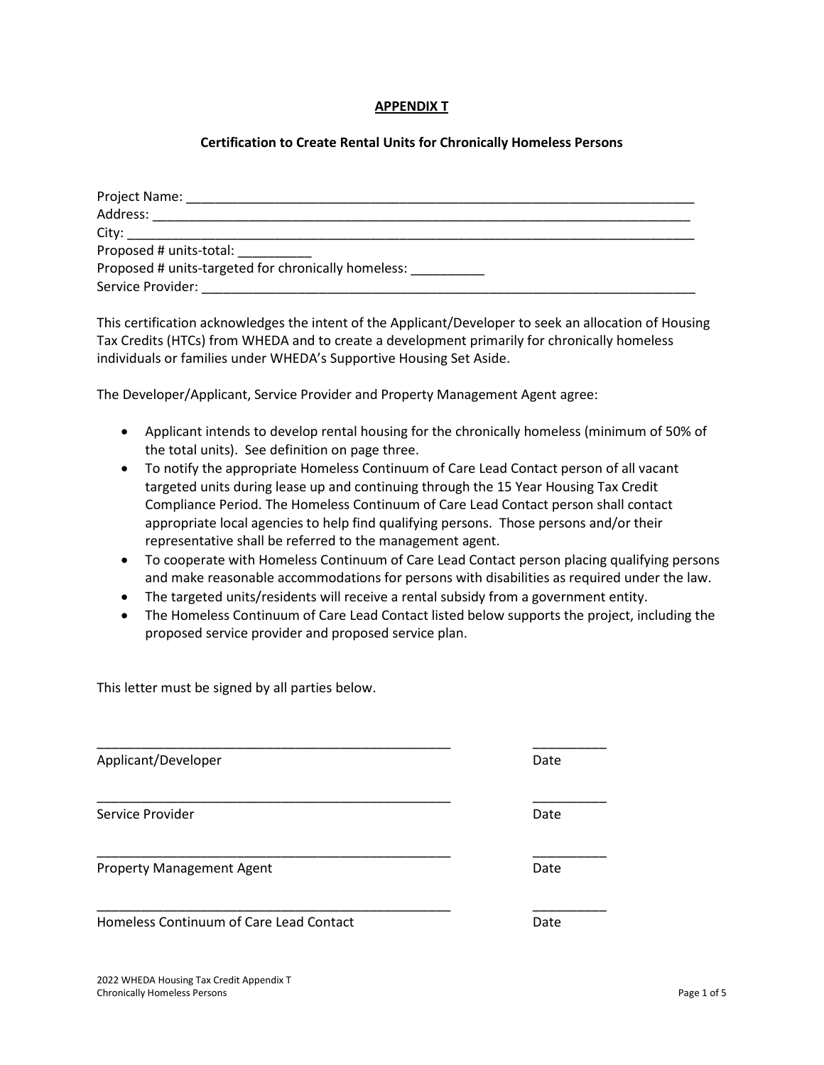**APPENDIX T**

**Certification to Create Rental Units for Chronically Homeless Persons**

Project Name: ___________________________________________________________________
Address: _______________________________________________________________________
City: __________________________________________________________________________
Proposed # units-total: __________
Proposed # units-targeted for chronically homeless: __________
Service Provider: ________________________________________________________________

This certification acknowledges the intent of the Applicant/Developer to seek an allocation of Housing Tax Credits (HTCs) from WHEDA and to create a development primarily for chronically homeless individuals or families under WHEDA's Supportive Housing Set Aside.

The Developer/Applicant, Service Provider and Property Management Agent agree:

- Applicant intends to develop rental housing for the chronically homeless (minimum of 50% of the total units). See definition on page three.
- To notify the appropriate Homeless Continuum of Care Lead Contact person of all vacant targeted units during lease up and continuing through the 15 Year Housing Tax Credit Compliance Period. The Homeless Continuum of Care Lead Contact person shall contact appropriate local agencies to help find qualifying persons. Those persons and/or their representative shall be referred to the management agent.
- To cooperate with Homeless Continuum of Care Lead Contact person placing qualifying persons and make reasonable accommodations for persons with disabilities as required under the law.
- The targeted units/residents will receive a rental subsidy from a government entity.
- The Homeless Continuum of Care Lead Contact listed below supports the project, including the proposed service provider and proposed service plan.

This letter must be signed by all parties below.

_________________________________________________ __________
Applicant/Developer Date

_________________________________________________ __________
Service Provider Date

_________________________________________________ __________
Property Management Agent Date

_________________________________________________ __________
Homeless Continuum of Care Lead Contact Date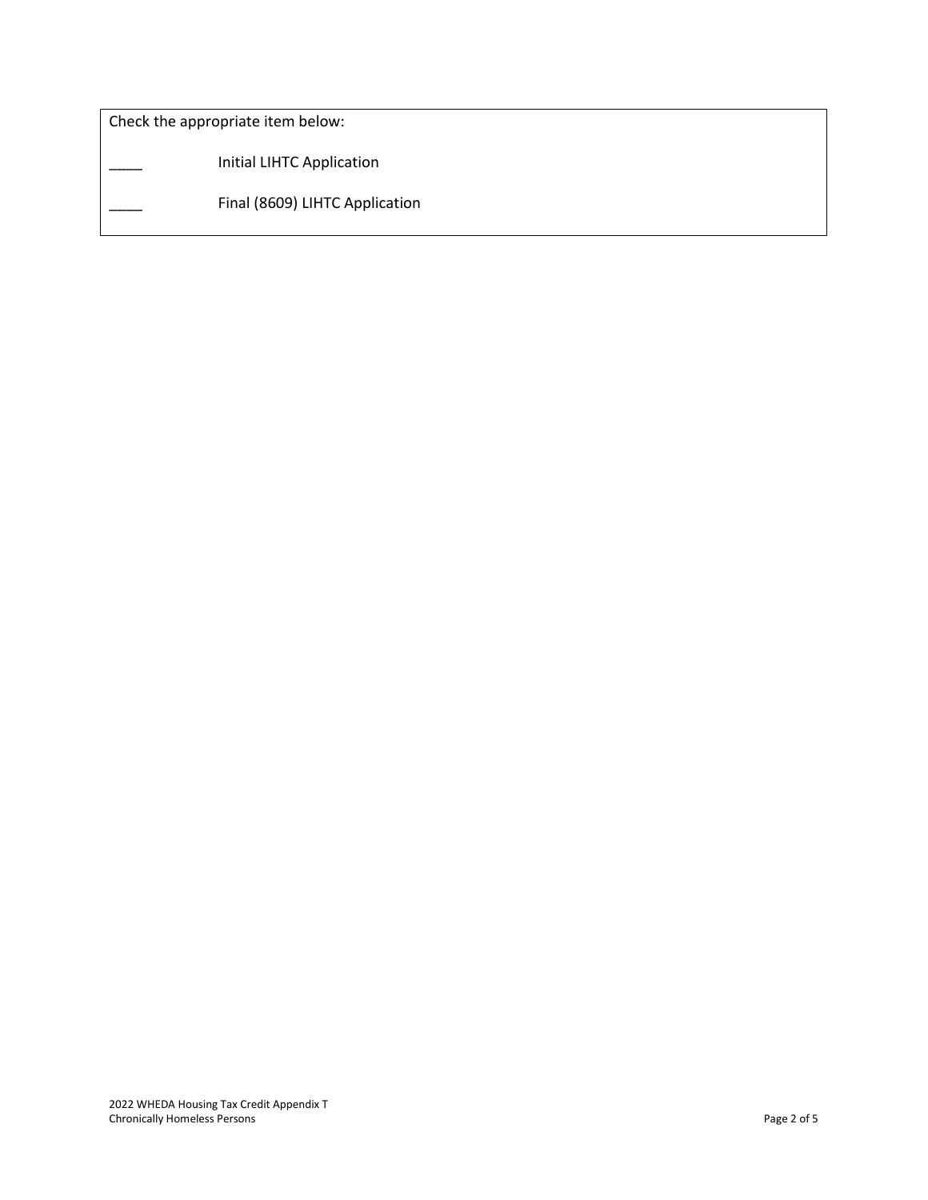Check the appropriate item below:

____ Initial LIHTC Application

____ Final (8609) LIHTC Application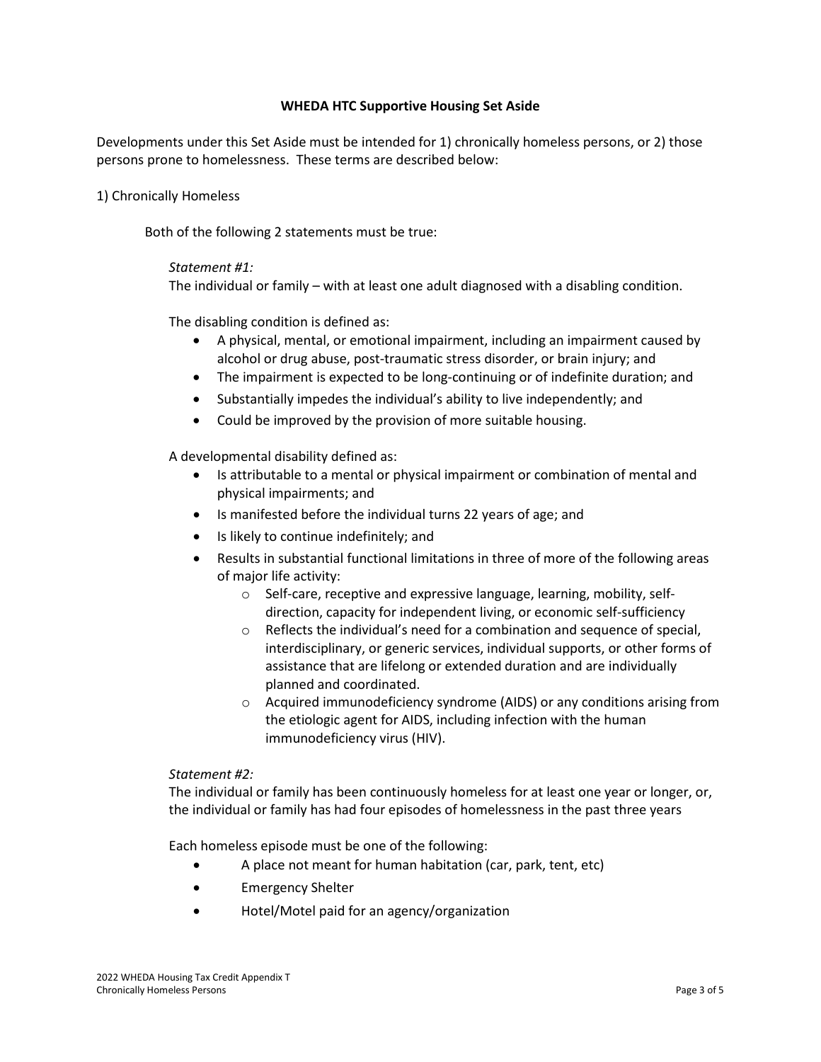**WHEDA HTC Supportive Housing Set Aside**

Developments under this Set Aside must be intended for 1) chronically homeless persons, or 2) those persons prone to homelessness. These terms are described below:

1) Chronically Homeless

Both of the following 2 statements must be true:

*Statement #1:*
The individual or family – with at least one adult diagnosed with a disabling condition.

The disabling condition is defined as:

- A physical, mental, or emotional impairment, including an impairment caused by alcohol or drug abuse, post-traumatic stress disorder, or brain injury; and
- The impairment is expected to be long-continuing or of indefinite duration; and
- Substantially impedes the individual's ability to live independently; and
- Could be improved by the provision of more suitable housing.

A developmental disability defined as:

- Is attributable to a mental or physical impairment or combination of mental and physical impairments; and
- Is manifested before the individual turns 22 years of age; and
- Is likely to continue indefinitely; and
- Results in substantial functional limitations in three of more of the following areas of major life activity:
  - Self-care, receptive and expressive language, learning, mobility, self-direction, capacity for independent living, or economic self-sufficiency
  - Reflects the individual's need for a combination and sequence of special, interdisciplinary, or generic services, individual supports, or other forms of assistance that are lifelong or extended duration and are individually planned and coordinated.
  - Acquired immunodeficiency syndrome (AIDS) or any conditions arising from the etiologic agent for AIDS, including infection with the human immunodeficiency virus (HIV).

*Statement #2:*
The individual or family has been continuously homeless for at least one year or longer, or, the individual or family has had four episodes of homelessness in the past three years

Each homeless episode must be one of the following:

- A place not meant for human habitation (car, park, tent, etc)
- Emergency Shelter
- Hotel/Motel paid for an agency/organization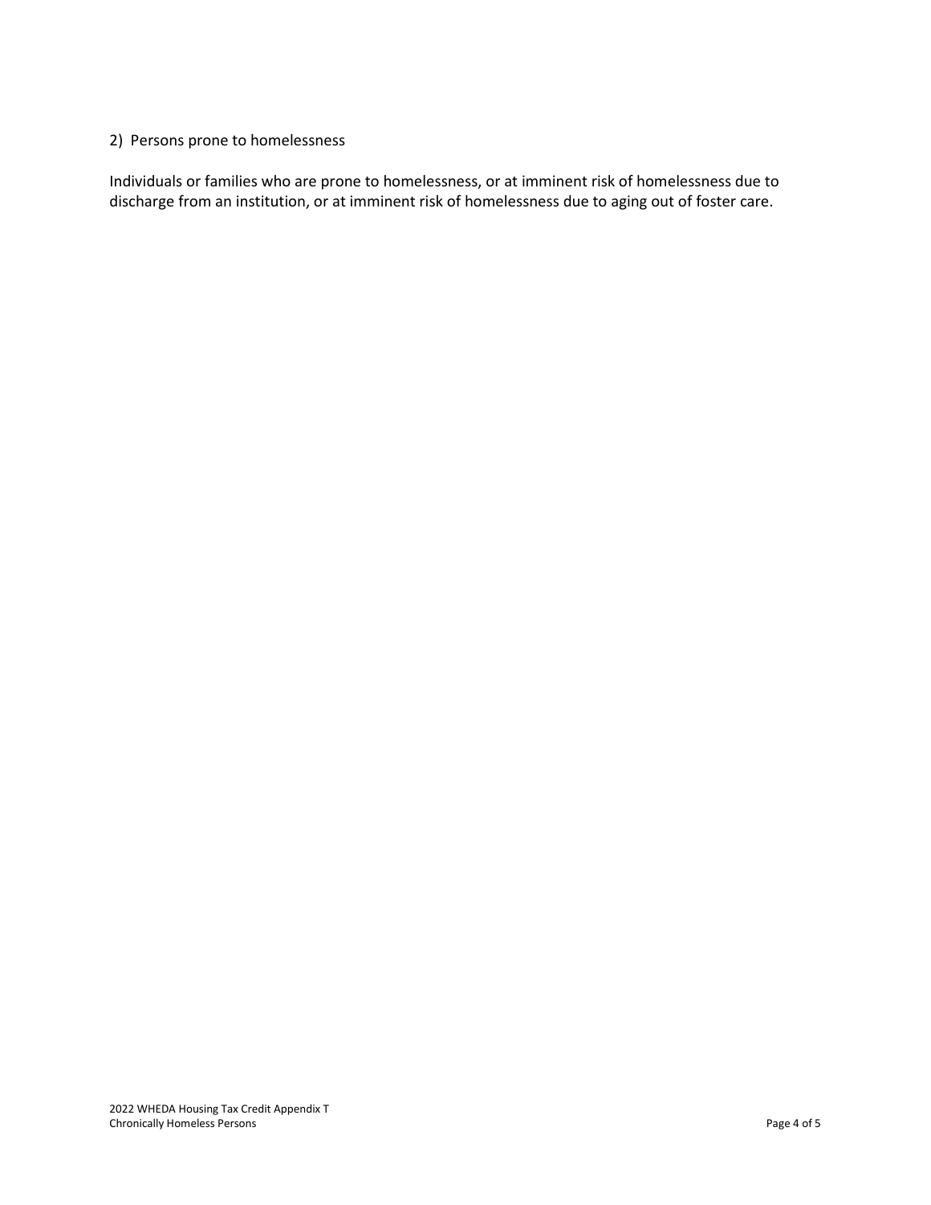2) Persons prone to homelessness

Individuals or families who are prone to homelessness, or at imminent risk of homelessness due to discharge from an institution, or at imminent risk of homelessness due to aging out of foster care.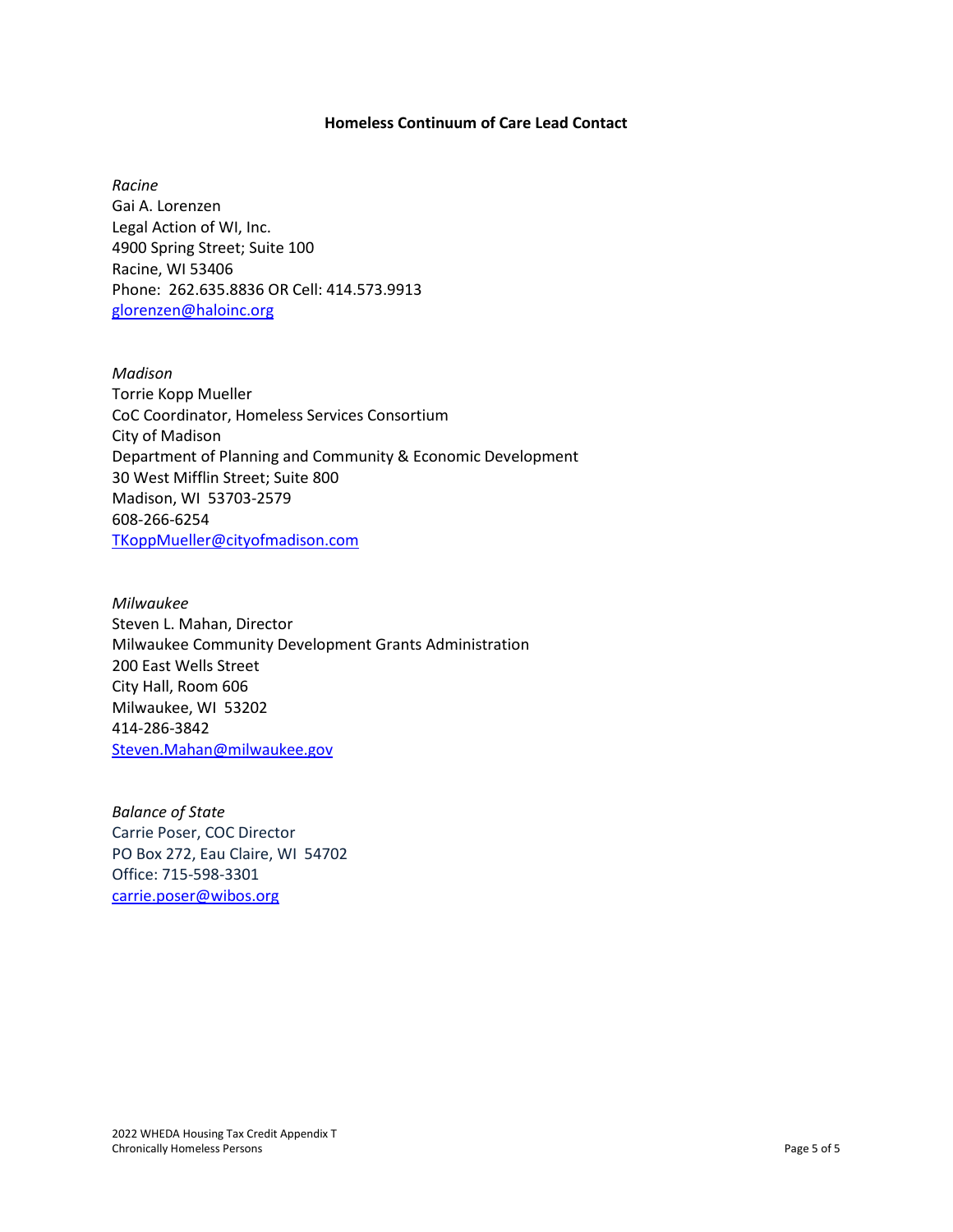**Homeless Continuum of Care Lead Contact**

*Racine*
Gai A. Lorenzen
Legal Action of WI, Inc.
4900 Spring Street; Suite 100
Racine, WI 53406
Phone: 262.635.8836 OR Cell: 414.573.9913
glorenzen@haloinc.org

*Madison*
Torrie Kopp Mueller
CoC Coordinator, Homeless Services Consortium
City of Madison
Department of Planning and Community & Economic Development
30 West Mifflin Street; Suite 800
Madison, WI 53703-2579
608-266-6254
TKoppMueller@cityofmadison.com

*Milwaukee*
Steven L. Mahan, Director
Milwaukee Community Development Grants Administration
200 East Wells Street
City Hall, Room 606
Milwaukee, WI 53202
414-286-3842
Steven.Mahan@milwaukee.gov

*Balance of State*
Carrie Poser, COC Director
PO Box 272, Eau Claire, WI 54702
Office: 715-598-3301
carrie.poser@wibos.org